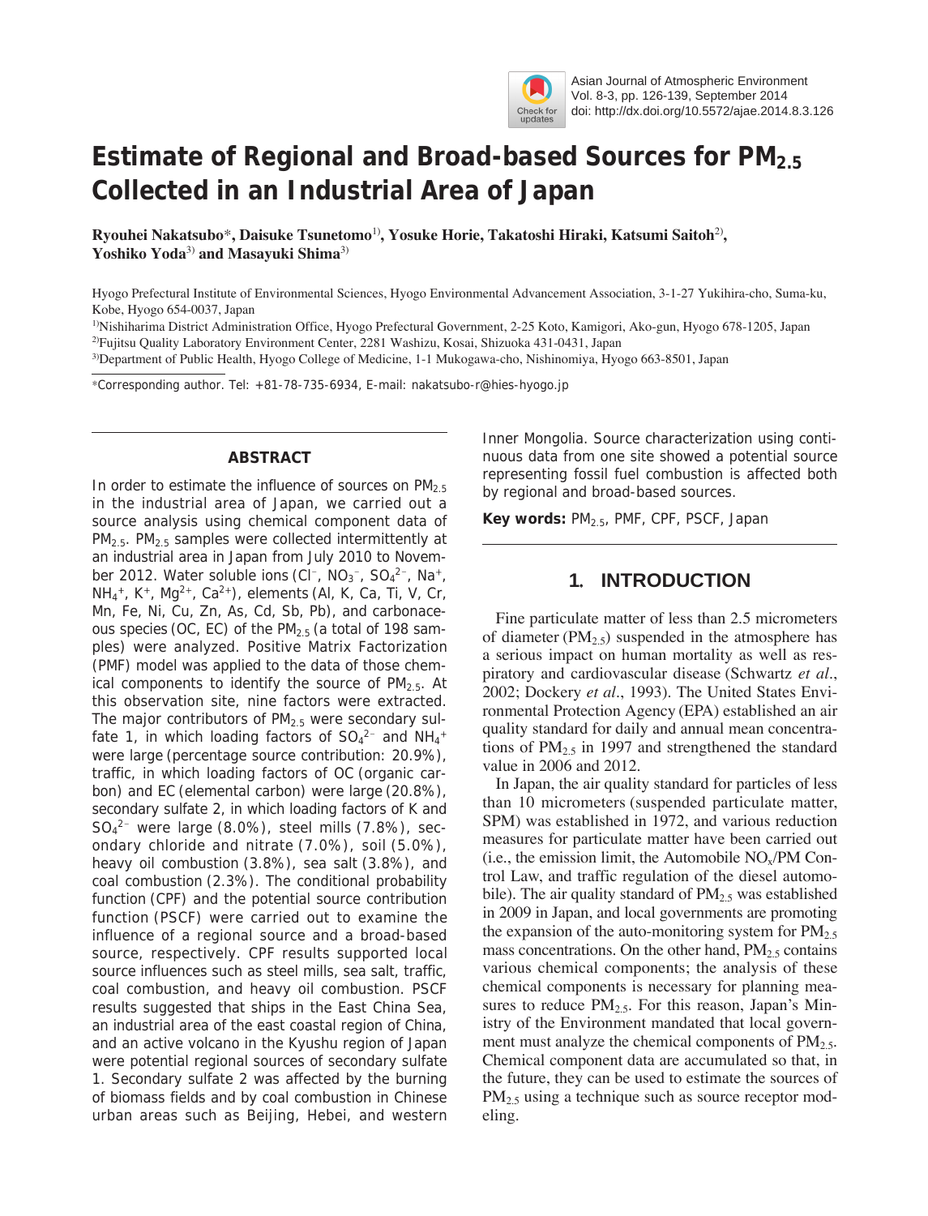# Estimate of Regional and Broad-based Sources for $PM_{2.5}$ Collected in an Industrial Area of Japan

**Ryouhei Nakatsubo\*, Daisuke Tsunetomo[1], Yosuke Horie, Takatoshi Hiraki, Katsumi Saitoh[2], Yoshiko Yoda[3] and Masayuki Shima[3]**

Hyogo Prefectural Institute of Environmental Sciences, Hyogo Environmental Advancement Association, 3-1-27 Yukihira-cho, Suma-ku, Kobe, Hyogo 654-0037, Japan

[1]Nishiharima District Administration Office, Hyogo Prefectural Government, 2-25 Koto, Kamigori, Ako-gun, Hyogo 678-1205, Japan

[2]Fujitsu Quality Laboratory Environment Center, 2281 Washizu, Kosai, Shizuoka 431-0431, Japan

[3]Department of Public Health, Hyogo College of Medicine, 1-1 Mukogawa-cho, Nishinomiya, Hyogo 663-8501, Japan

\*Corresponding author. Tel: +81-78-735-6934, E-mail: nakatsubo-r@hies-hyogo.jp

## ABSTRACT

In order to estimate the influence of sources on $PM_{2.5}$ in the industrial area of Japan, we carried out a source analysis using chemical component data of $PM_{2.5}$. $PM_{2.5}$ samples were collected intermittently at an industrial area in Japan from July 2010 to November 2012. Water soluble ions ($Cl^-$, $NO_3^-$, $SO_4^{2-}$, $Na^+$, $NH_4^+$, $K^+$, $Mg^{2+}$, $Ca^{2+}$), elements (Al, K, Ca, Ti, V, Cr, Mn, Fe, Ni, Cu, Zn, As, Cd, Sb, Pb), and carbonaceous species (OC, EC) of the $PM_{2.5}$ (a total of 198 samples) were analyzed. Positive Matrix Factorization (PMF) model was applied to the data of those chemical components to identify the source of $PM_{2.5}$. At this observation site, nine factors were extracted. The major contributors of $PM_{2.5}$ were secondary sulfate 1, in which loading factors of $SO_4^{2-}$ and $NH_4^+$ were large (percentage source contribution: 20.9%), traffic, in which loading factors of OC (organic carbon) and EC (elemental carbon) were large (20.8%), secondary sulfate 2, in which loading factors of K and $SO_4^{2-}$ were large (8.0%), steel mills (7.8%), secondary chloride and nitrate (7.0%), soil (5.0%), heavy oil combustion (3.8%), sea salt (3.8%), and coal combustion (2.3%). The conditional probability function (CPF) and the potential source contribution function (PSCF) were carried out to examine the influence of a regional source and a broad-based source, respectively. CPF results supported local source influences such as steel mills, sea salt, traffic, coal combustion, and heavy oil combustion. PSCF results suggested that ships in the East China Sea, an industrial area of the east coastal region of China, and an active volcano in the Kyushu region of Japan were potential regional sources of secondary sulfate 1. Secondary sulfate 2 was affected by the burning of biomass fields and by coal combustion in Chinese urban areas such as Beijing, Hebei, and western Inner Mongolia. Source characterization using continuous data from one site showed a potential source representing fossil fuel combustion is affected both by regional and broad-based sources.

**Key words:** $PM_{2.5}$, PMF, CPF, PSCF, Japan

## 1. INTRODUCTION

Fine particulate matter of less than 2.5 micrometers of diameter ($PM_{2.5}$) suspended in the atmosphere has a serious impact on human mortality as well as respiratory and cardiovascular disease (Schwartz *et al.*, 2002; Dockery *et al.*, 1993). The United States Environmental Protection Agency (EPA) established an air quality standard for daily and annual mean concentrations of $PM_{2.5}$ in 1997 and strengthened the standard value in 2006 and 2012.

In Japan, the air quality standard for particles of less than 10 micrometers (suspended particulate matter, SPM) was established in 1972, and various reduction measures for particulate matter have been carried out (i.e., the emission limit, the Automobile $NO_x$/PM Control Law, and traffic regulation of the diesel automobile). The air quality standard of $PM_{2.5}$ was established in 2009 in Japan, and local governments are promoting the expansion of the auto-monitoring system for $PM_{2.5}$ mass concentrations. On the other hand, $PM_{2.5}$ contains various chemical components; the analysis of these chemical components is necessary for planning measures to reduce $PM_{2.5}$. For this reason, Japan's Ministry of the Environment mandated that local government must analyze the chemical components of $PM_{2.5}$. Chemical component data are accumulated so that, in the future, they can be used to estimate the sources of $PM_{2.5}$ using a technique such as source receptor modeling.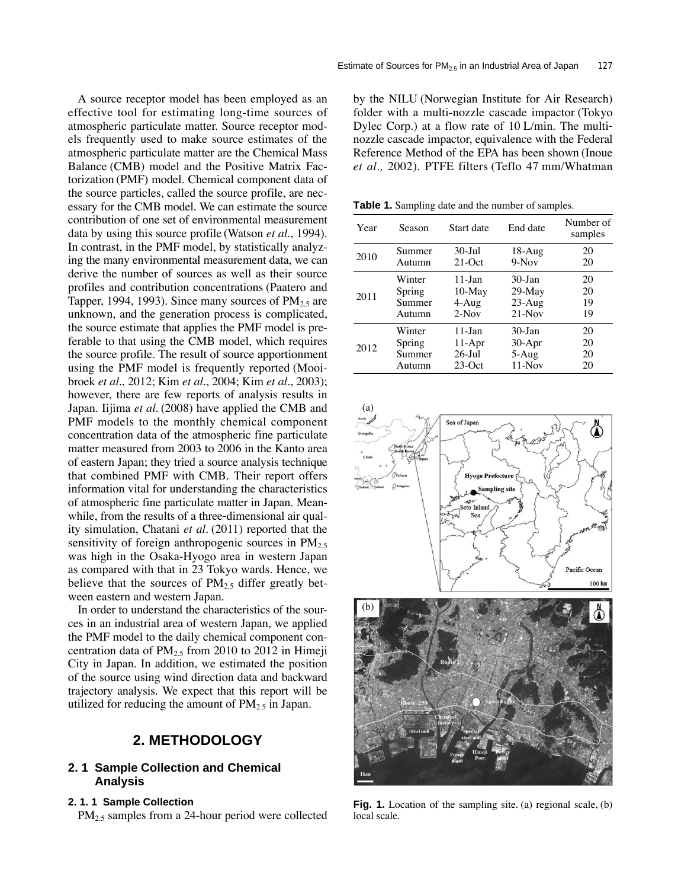A source receptor model has been employed as an effective tool for estimating long-time sources of atmospheric particulate matter. Source receptor models frequently used to make source estimates of the atmospheric particulate matter are the Chemical Mass Balance (CMB) model and the Positive Matrix Factorization (PMF) model. Chemical component data of the source particles, called the source profile, are necessary for the CMB model. We can estimate the source contribution of one set of environmental measurement data by using this source profile (Watson *et al*., 1994). In contrast, in the PMF model, by statistically analyzing the many environmental measurement data, we can derive the number of sources as well as their source profiles and contribution concentrations (Paatero and Tapper, 1994, 1993). Since many sources of $PM_{2.5}$ are unknown, and the generation process is complicated, the source estimate that applies the PMF model is preferable to that using the CMB model, which requires the source profile. The result of source apportionment using the PMF model is frequently reported (Mooibroek *et al*., 2012; Kim *et al*., 2004; Kim *et al*., 2003); however, there are few reports of analysis results in Japan. Iijima *et al*. (2008) have applied the CMB and PMF models to the monthly chemical component concentration data of the atmospheric fine particulate matter measured from 2003 to 2006 in the Kanto area of eastern Japan; they tried a source analysis technique that combined PMF with CMB. Their report offers information vital for understanding the characteristics of atmospheric fine particulate matter in Japan. Meanwhile, from the results of a three-dimensional air quality simulation, Chatani *et al*. (2011) reported that the sensitivity of foreign anthropogenic sources in $PM_{2.5}$ was high in the Osaka-Hyogo area in western Japan as compared with that in 23 Tokyo wards. Hence, we believe that the sources of $PM_{2.5}$ differ greatly between eastern and western Japan.

In order to understand the characteristics of the sources in an industrial area of western Japan, we applied the PMF model to the daily chemical component concentration data of $PM_{2.5}$ from 2010 to 2012 in Himeji City in Japan. In addition, we estimated the position of the source using wind direction data and backward trajectory analysis. We expect that this report will be utilized for reducing the amount of $PM_{2.5}$ in Japan.

## 2. METHODOLOGY

### 2. 1 Sample Collection and Chemical Analysis

#### 2. 1. 1 Sample Collection

$PM_{2.5}$ samples from a 24-hour period were collected by the NILU (Norwegian Institute for Air Research) folder with a multi-nozzle cascade impactor (Tokyo Dylec Corp.) at a flow rate of 10 L/min. The multi-nozzle cascade impactor, equivalence with the Federal Reference Method of the EPA has been shown (Inoue *et al.,* 2002). PTFE filters (Teflo 47 mm/Whatman

**Table 1.** Sampling date and the number of samples.

| Year | Season | Start date | End date | Number of samples |
|---|---|---|---|---|
| 2010 | Summer | 30-Jul | 18-Aug | 20 |
| | Autumn | 21-Oct | 9-Nov | 20 |
| 2011 | Winter | 11-Jan | 30-Jan | 20 |
| | Spring | 10-May | 29-May | 20 |
| | Summer | 4-Aug | 23-Aug | 19 |
| | Autumn | 2-Nov | 21-Nov | 19 |
| 2012 | Winter | 11-Jan | 30-Jan | 20 |
| | Spring | 11-Apr | 30-Apr | 20 |
| | Summer | 26-Jul | 5-Aug | 20 |
| | Autumn | 23-Oct | 11-Nov | 20 |

**Fig. 1.** Location of the sampling site. (a) regional scale, (b) local scale.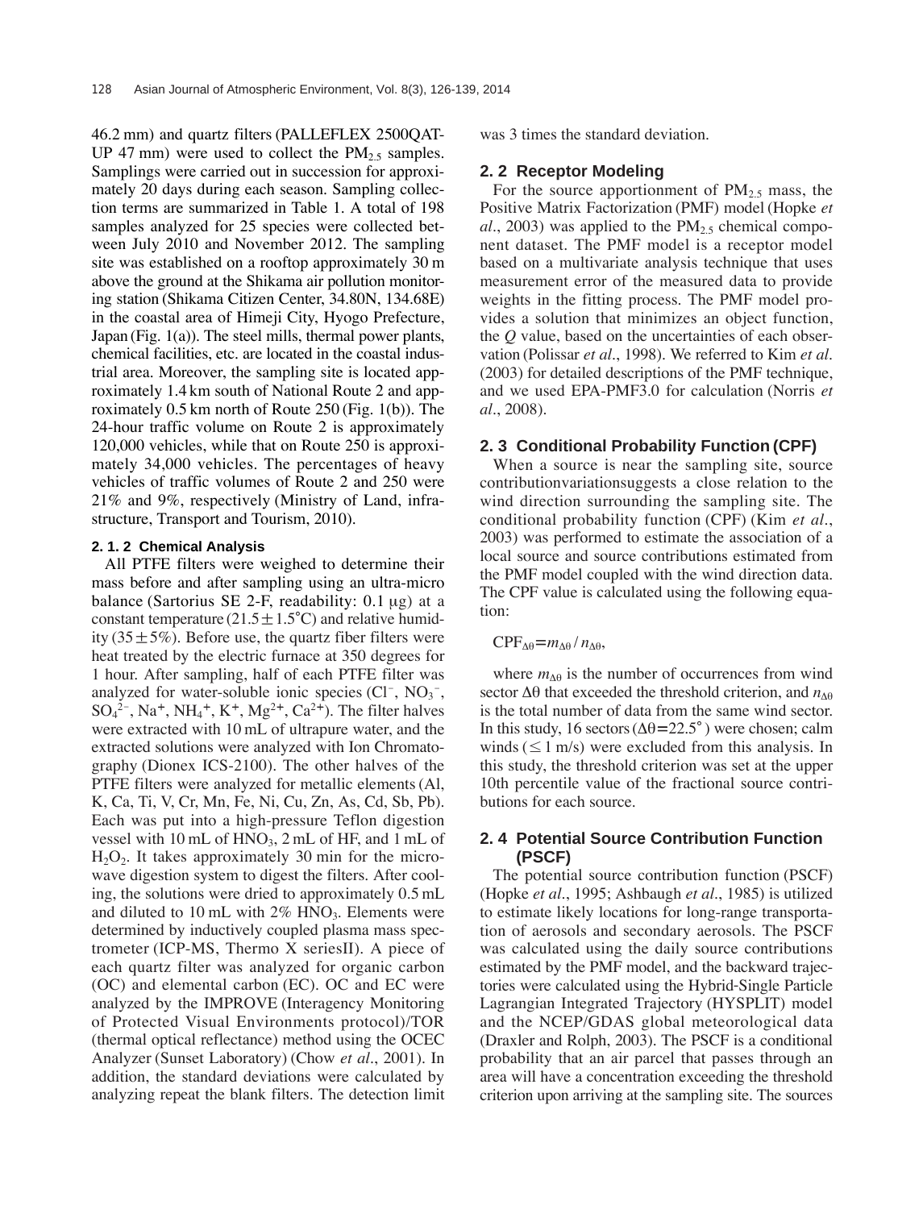46.2 mm) and quartz filters (PALLEFLEX 2500QAT-UP 47 mm) were used to collect the $PM_{2.5}$ samples. Samplings were carried out in succession for approximately 20 days during each season. Sampling collection terms are summarized in Table 1. A total of 198 samples analyzed for 25 species were collected between July 2010 and November 2012. The sampling site was established on a rooftop approximately 30 m above the ground at the Shikama air pollution monitoring station (Shikama Citizen Center, 34.80N, 134.68E) in the coastal area of Himeji City, Hyogo Prefecture, Japan (Fig. 1(a)). The steel mills, thermal power plants, chemical facilities, etc. are located in the coastal industrial area. Moreover, the sampling site is located approximately 1.4 km south of National Route 2 and approximately 0.5 km north of Route 250 (Fig. 1(b)). The 24-hour traffic volume on Route 2 is approximately 120,000 vehicles, while that on Route 250 is approximately 34,000 vehicles. The percentages of heavy vehicles of traffic volumes of Route 2 and 250 were 21% and 9%, respectively (Ministry of Land, infrastructure, Transport and Tourism, 2010).

#### 2. 1. 2 Chemical Analysis

All PTFE filters were weighed to determine their mass before and after sampling using an ultra-micro balance (Sartorius SE 2-F, readability: 0.1 μg) at a constant temperature (21.5 ± 1.5°C) and relative humidity (35 ± 5%). Before use, the quartz fiber filters were heat treated by the electric furnace at 350 degrees for 1 hour. After sampling, half of each PTFE filter was analyzed for water-soluble ionic species ($Cl^-$, $NO_3^-$, $SO_4^{2-}$, $Na^+$, $NH_4^+$, $K^+$, $Mg^{2+}$, $Ca^{2+}$). The filter halves were extracted with 10 mL of ultrapure water, and the extracted solutions were analyzed with Ion Chromatography (Dionex ICS-2100). The other halves of the PTFE filters were analyzed for metallic elements (Al, K, Ca, Ti, V, Cr, Mn, Fe, Ni, Cu, Zn, As, Cd, Sb, Pb). Each was put into a high-pressure Teflon digestion vessel with 10 mL of $HNO_3$, 2 mL of HF, and 1 mL of $H_2O_2$. It takes approximately 30 min for the microwave digestion system to digest the filters. After cooling, the solutions were dried to approximately 0.5 mL and diluted to 10 mL with 2% $HNO_3$. Elements were determined by inductively coupled plasma mass spectrometer (ICP-MS, Thermo X seriesII). A piece of each quartz filter was analyzed for organic carbon (OC) and elemental carbon (EC). OC and EC were analyzed by the IMPROVE (Interagency Monitoring of Protected Visual Environments protocol)/TOR (thermal optical reflectance) method using the OCEC Analyzer (Sunset Laboratory) (Chow *et al.*, 2001). In addition, the standard deviations were calculated by analyzing repeat the blank filters. The detection limit was 3 times the standard deviation.

### 2. 2 Receptor Modeling

For the source apportionment of $PM_{2.5}$ mass, the Positive Matrix Factorization (PMF) model (Hopke *et al.*, 2003) was applied to the $PM_{2.5}$ chemical component dataset. The PMF model is a receptor model based on a multivariate analysis technique that uses measurement error of the measured data to provide weights in the fitting process. The PMF model provides a solution that minimizes an object function, the $Q$ value, based on the uncertainties of each observation (Polissar *et al.*, 1998). We referred to Kim *et al.* (2003) for detailed descriptions of the PMF technique, and we used EPA-PMF3.0 for calculation (Norris *et al.*, 2008).

### 2. 3 Conditional Probability Function (CPF)

When a source is near the sampling site, source contributionvariationsuggests a close relation to the wind direction surrounding the sampling site. The conditional probability function (CPF) (Kim *et al.*, 2003) was performed to estimate the association of a local source and source contributions estimated from the PMF model coupled with the wind direction data. The CPF value is calculated using the following equation:

$$CPF_{\Delta\theta} = m_{\Delta\theta} / n_{\Delta\theta},$$

where $m_{\Delta\theta}$ is the number of occurrences from wind sector $\Delta\theta$ that exceeded the threshold criterion, and $n_{\Delta\theta}$ is the total number of data from the same wind sector. In this study, 16 sectors ($\Delta\theta = 22.5°$) were chosen; calm winds (≤ 1 m/s) were excluded from this analysis. In this study, the threshold criterion was set at the upper 10th percentile value of the fractional source contributions for each source.

### 2. 4 Potential Source Contribution Function (PSCF)

The potential source contribution function (PSCF) (Hopke *et al.*, 1995; Ashbaugh *et al.*, 1985) is utilized to estimate likely locations for long-range transportation of aerosols and secondary aerosols. The PSCF was calculated using the daily source contributions estimated by the PMF model, and the backward trajectories were calculated using the Hybrid-Single Particle Lagrangian Integrated Trajectory (HYSPLIT) model and the NCEP/GDAS global meteorological data (Draxler and Rolph, 2003). The PSCF is a conditional probability that an air parcel that passes through an area will have a concentration exceeding the threshold criterion upon arriving at the sampling site. The sources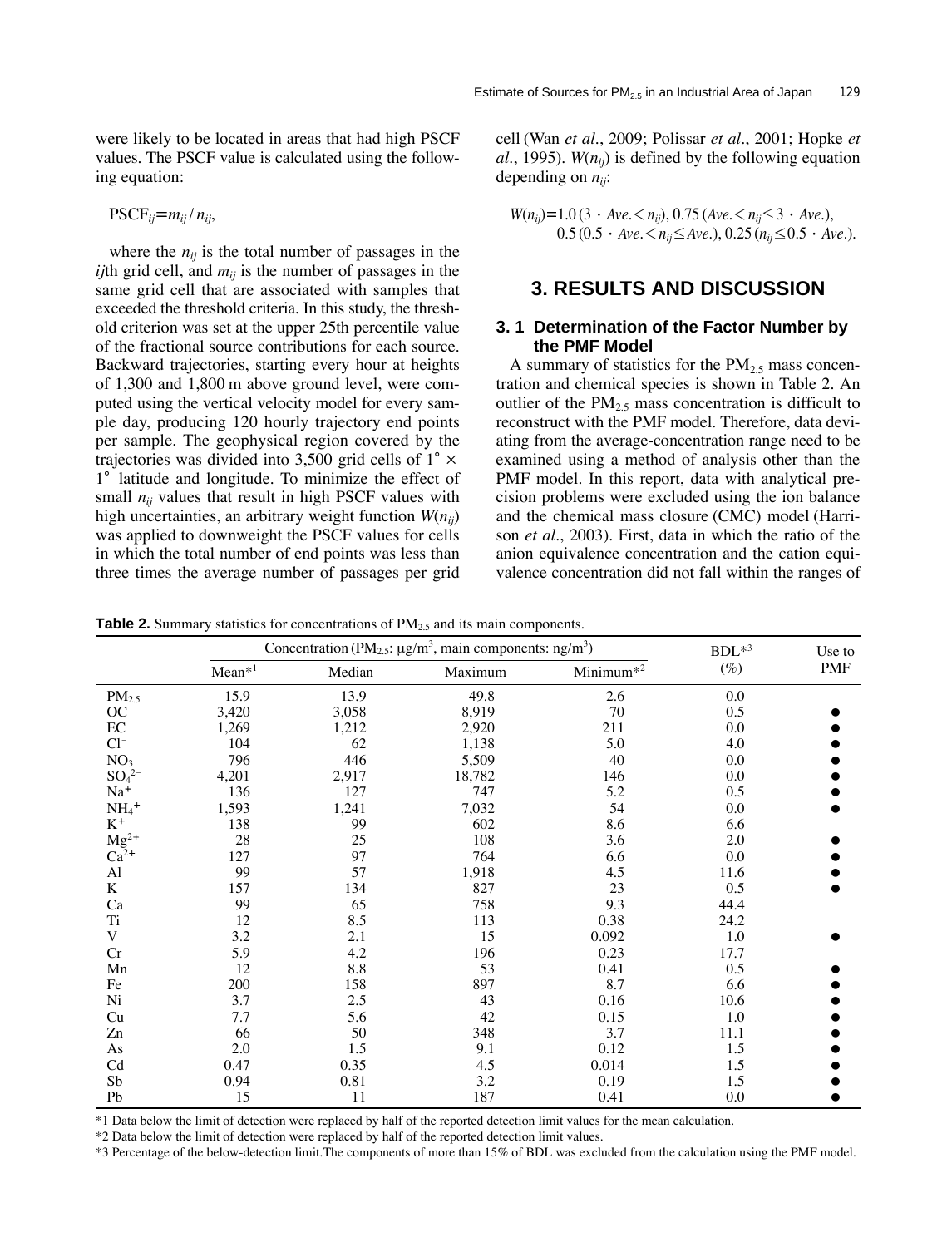were likely to be located in areas that had high PSCF values. The PSCF value is calculated using the following equation:

$$\mathrm{PSCF}_{ij} = m_{ij} / n_{ij},$$

where the $n_{ij}$ is the total number of passages in the *ij*th grid cell, and $m_{ij}$ is the number of passages in the same grid cell that are associated with samples that exceeded the threshold criteria. In this study, the threshold criterion was set at the upper 25th percentile value of the fractional source contributions for each source. Backward trajectories, starting every hour at heights of 1,300 and 1,800 m above ground level, were computed using the vertical velocity model for every sample day, producing 120 hourly trajectory end points per sample. The geophysical region covered by the trajectories was divided into 3,500 grid cells of 1° × 1° latitude and longitude. To minimize the effect of small $n_{ij}$ values that result in high PSCF values with high uncertainties, an arbitrary weight function $W(n_{ij})$ was applied to downweight the PSCF values for cells in which the total number of end points was less than three times the average number of passages per grid cell (Wan *et al*., 2009; Polissar *et al*., 2001; Hopke *et al*., 1995). $W(n_{ij})$ is defined by the following equation depending on $n_{ij}$:

$$W(n_{ij}) = 1.0\,(3 \cdot Ave. < n_{ij}),\ 0.75\,(Ave. < n_{ij} \leq 3 \cdot Ave.),$$
$$0.5\,(0.5 \cdot Ave. < n_{ij} \leq Ave.),\ 0.25\,(n_{ij} \leq 0.5 \cdot Ave.).$$

## 3. RESULTS AND DISCUSSION

### 3. 1 Determination of the Factor Number by the PMF Model

A summary of statistics for the $PM_{2.5}$ mass concentration and chemical species is shown in Table 2. An outlier of the $PM_{2.5}$ mass concentration is difficult to reconstruct with the PMF model. Therefore, data deviating from the average-concentration range need to be examined using a method of analysis other than the PMF model. In this report, data with analytical precision problems were excluded using the ion balance and the chemical mass closure (CMC) model (Harrison *et al*., 2003). First, data in which the ratio of the anion equivalence concentration and the cation equivalence concentration did not fall within the ranges of

**Table 2.** Summary statistics for concentrations of $PM_{2.5}$ and its main components.

| | Concentration ($PM_{2.5}$: μg/m³, main components: ng/m³) | | | | BDL*3 | Use to PMF |
|---|---|---|---|---|---|---|
| | Mean*1 | Median | Maximum | Minimum*2 | (%) | |
| $PM_{2.5}$ | 15.9 | 13.9 | 49.8 | 2.6 | 0.0 | |
| OC | 3,420 | 3,058 | 8,919 | 70 | 0.5 | ● |
| EC | 1,269 | 1,212 | 2,920 | 211 | 0.0 | ● |
| $Cl^-$ | 104 | 62 | 1,138 | 5.0 | 4.0 | ● |
| $NO_3^-$ | 796 | 446 | 5,509 | 40 | 0.0 | ● |
| $SO_4^{2-}$ | 4,201 | 2,917 | 18,782 | 146 | 0.0 | ● |
| $Na^+$ | 136 | 127 | 747 | 5.2 | 0.5 | ● |
| $NH_4^+$ | 1,593 | 1,241 | 7,032 | 54 | 0.0 | ● |
| $K^+$ | 138 | 99 | 602 | 8.6 | 6.6 | |
| $Mg^{2+}$ | 28 | 25 | 108 | 3.6 | 2.0 | ● |
| $Ca^{2+}$ | 127 | 97 | 764 | 6.6 | 0.0 | ● |
| Al | 99 | 57 | 1,918 | 4.5 | 11.6 | ● |
| K | 157 | 134 | 827 | 23 | 0.5 | ● |
| Ca | 99 | 65 | 758 | 9.3 | 44.4 | |
| Ti | 12 | 8.5 | 113 | 0.38 | 24.2 | |
| V | 3.2 | 2.1 | 15 | 0.092 | 1.0 | ● |
| Cr | 5.9 | 4.2 | 196 | 0.23 | 17.7 | |
| Mn | 12 | 8.8 | 53 | 0.41 | 0.5 | ● |
| Fe | 200 | 158 | 897 | 8.7 | 6.6 | ● |
| Ni | 3.7 | 2.5 | 43 | 0.16 | 10.6 | ● |
| Cu | 7.7 | 5.6 | 42 | 0.15 | 1.0 | ● |
| Zn | 66 | 50 | 348 | 3.7 | 11.1 | ● |
| As | 2.0 | 1.5 | 9.1 | 0.12 | 1.5 | ● |
| Cd | 0.47 | 0.35 | 4.5 | 0.014 | 1.5 | ● |
| Sb | 0.94 | 0.81 | 3.2 | 0.19 | 1.5 | ● |
| Pb | 15 | 11 | 187 | 0.41 | 0.0 | ● |

*1 Data below the limit of detection were replaced by half of the reported detection limit values for the mean calculation.

*2 Data below the limit of detection were replaced by half of the reported detection limit values.

*3 Percentage of the below-detection limit.The components of more than 15% of BDL was excluded from the calculation using the PMF model.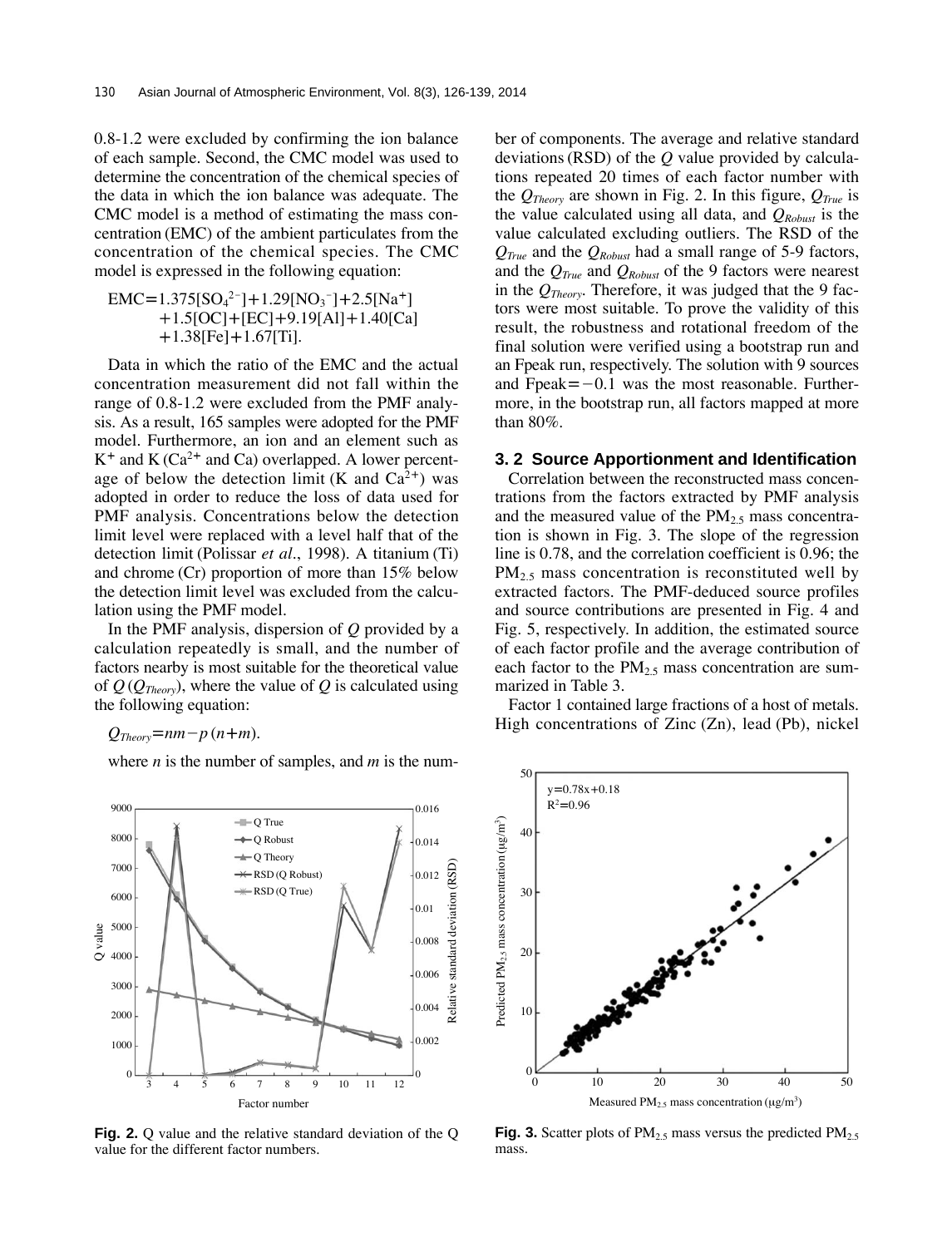0.8-1.2 were excluded by confirming the ion balance of each sample. Second, the CMC model was used to determine the concentration of the chemical species of the data in which the ion balance was adequate. The CMC model is a method of estimating the mass concentration (EMC) of the ambient particulates from the concentration of the chemical species. The CMC model is expressed in the following equation:

$$EMC = 1.375[SO_4^{2-}] + 1.29[NO_3^-] + 2.5[Na^+] + 1.5[OC] + [EC] + 9.19[Al] + 1.40[Ca] + 1.38[Fe] + 1.67[Ti].$$

Data in which the ratio of the EMC and the actual concentration measurement did not fall within the range of 0.8-1.2 were excluded from the PMF analysis. As a result, 165 samples were adopted for the PMF model. Furthermore, an ion and an element such as $K^+$ and K ($Ca^{2+}$ and Ca) overlapped. A lower percentage of below the detection limit (K and $Ca^{2+}$) was adopted in order to reduce the loss of data used for PMF analysis. Concentrations below the detection limit level were replaced with a level half that of the detection limit (Polissar *et al*., 1998). A titanium (Ti) and chrome (Cr) proportion of more than 15% below the detection limit level was excluded from the calculation using the PMF model.

In the PMF analysis, dispersion of $Q$ provided by a calculation repeatedly is small, and the number of factors nearby is most suitable for the theoretical value of $Q$ ($Q_{Theory}$), where the value of $Q$ is calculated using the following equation:

$$Q_{Theory} = nm - p(n+m).$$

where $n$ is the number of samples, and $m$ is the number of components. The average and relative standard deviations (RSD) of the $Q$ value provided by calculations repeated 20 times of each factor number with the $Q_{Theory}$ are shown in Fig. 2. In this figure, $Q_{True}$ is the value calculated using all data, and $Q_{Robust}$ is the value calculated excluding outliers. The RSD of the $Q_{True}$ and the $Q_{Robust}$ had a small range of 5-9 factors, and the $Q_{True}$ and $Q_{Robust}$ of the 9 factors were nearest in the $Q_{Theory}$. Therefore, it was judged that the 9 factors were most suitable. To prove the validity of this result, the robustness and rotational freedom of the final solution were verified using a bootstrap run and an Fpeak run, respectively. The solution with 9 sources and Fpeak $= -0.1$ was the most reasonable. Furthermore, in the bootstrap run, all factors mapped at more than 80%.

**Fig. 2.** Q value and the relative standard deviation of the Q value for the different factor numbers.

### 3. 2 Source Apportionment and Identification

Correlation between the reconstructed mass concentrations from the factors extracted by PMF analysis and the measured value of the $PM_{2.5}$ mass concentration is shown in Fig. 3. The slope of the regression line is 0.78, and the correlation coefficient is 0.96; the $PM_{2.5}$ mass concentration is reconstituted well by extracted factors. The PMF-deduced source profiles and source contributions are presented in Fig. 4 and Fig. 5, respectively. In addition, the estimated source of each factor profile and the average contribution of each factor to the $PM_{2.5}$ mass concentration are summarized in Table 3.

Factor 1 contained large fractions of a host of metals. High concentrations of Zinc (Zn), lead (Pb), nickel

**Fig. 3.** Scatter plots of $PM_{2.5}$ mass versus the predicted $PM_{2.5}$ mass.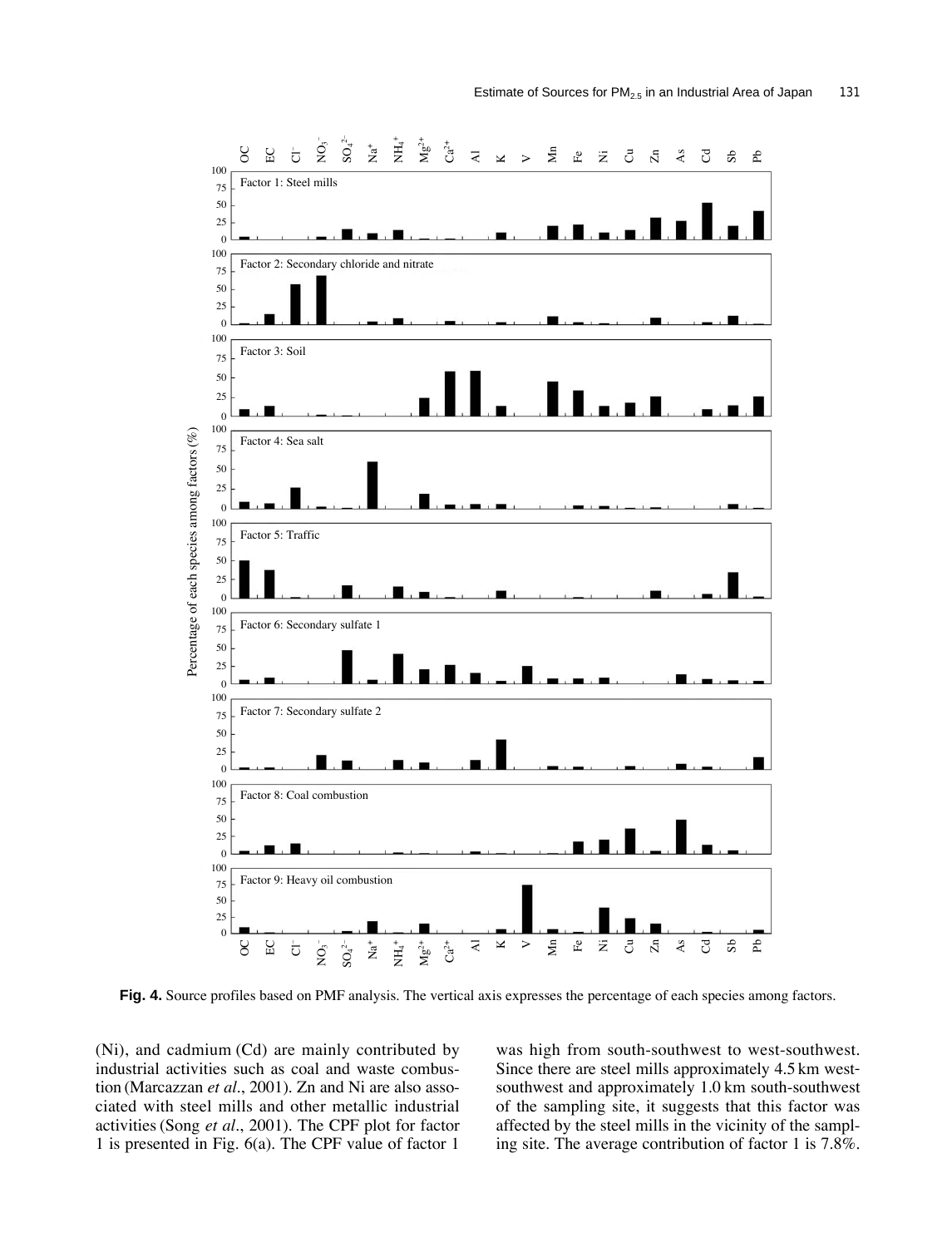Fig. 4. Source profiles based on PMF analysis. The vertical axis expresses the percentage of each species among factors.

(Ni), and cadmium (Cd) are mainly contributed by industrial activities such as coal and waste combustion (Marcazzan *et al*., 2001). Zn and Ni are also associated with steel mills and other metallic industrial activities (Song *et al*., 2001). The CPF plot for factor 1 is presented in Fig. 6(a). The CPF value of factor 1 was high from south-southwest to west-southwest. Since there are steel mills approximately 4.5 km west-southwest and approximately 1.0 km south-southwest of the sampling site, it suggests that this factor was affected by the steel mills in the vicinity of the sampling site. The average contribution of factor 1 is 7.8%.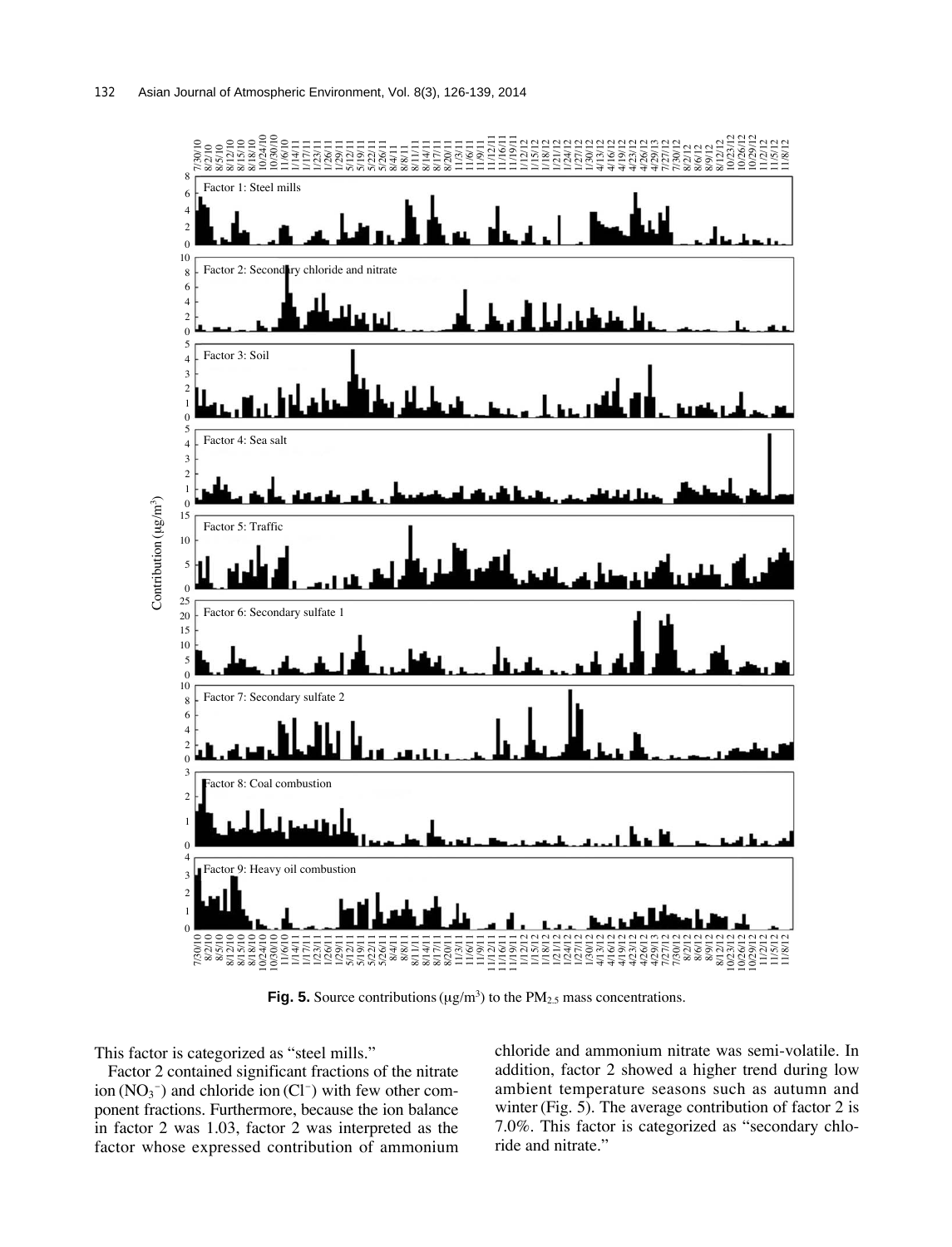**Fig. 5.** Source contributions (μg/m$^3$) to the $PM_{2.5}$ mass concentrations.

This factor is categorized as "steel mills."

Factor 2 contained significant fractions of the nitrate ion ($NO_3^-$) and chloride ion ($Cl^-$) with few other component fractions. Furthermore, because the ion balance in factor 2 was 1.03, factor 2 was interpreted as the factor whose expressed contribution of ammonium chloride and ammonium nitrate was semi-volatile. In addition, factor 2 showed a higher trend during low ambient temperature seasons such as autumn and winter (Fig. 5). The average contribution of factor 2 is 7.0%. This factor is categorized as "secondary chloride and nitrate."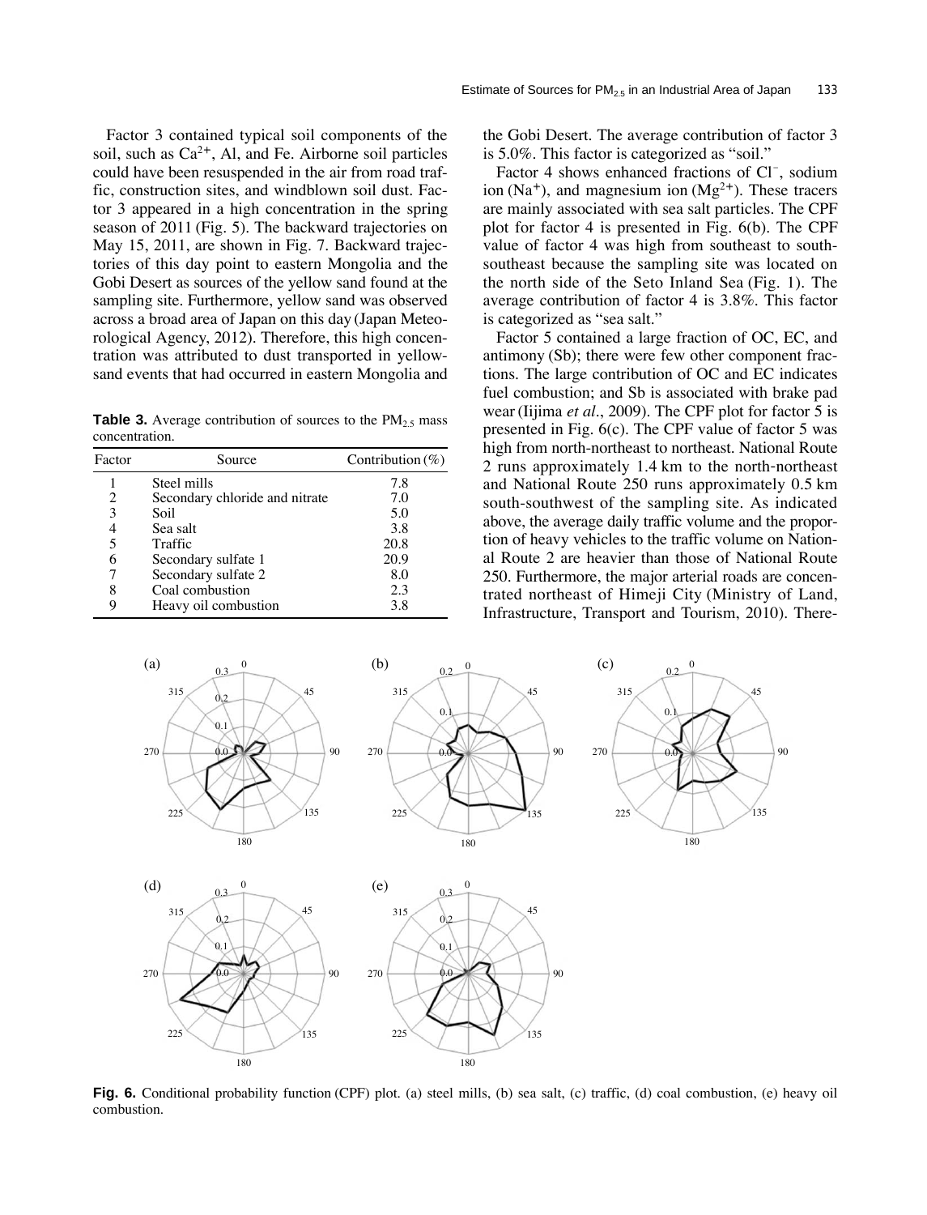Factor 3 contained typical soil components of the soil, such as $Ca^{2+}$, Al, and Fe. Airborne soil particles could have been resuspended in the air from road traffic, construction sites, and windblown soil dust. Factor 3 appeared in a high concentration in the spring season of 2011 (Fig. 5). The backward trajectories on May 15, 2011, are shown in Fig. 7. Backward trajectories of this day point to eastern Mongolia and the Gobi Desert as sources of the yellow sand found at the sampling site. Furthermore, yellow sand was observed across a broad area of Japan on this day (Japan Meteorological Agency, 2012). Therefore, this high concentration was attributed to dust transported in yellow-sand events that had occurred in eastern Mongolia and the Gobi Desert. The average contribution of factor 3 is 5.0%. This factor is categorized as "soil."

**Table 3.** Average contribution of sources to the $PM_{2.5}$ mass concentration.

| Factor | Source | Contribution (%) |
|---|---|---|
| 1 | Steel mills | 7.8 |
| 2 | Secondary chloride and nitrate | 7.0 |
| 3 | Soil | 5.0 |
| 4 | Sea salt | 3.8 |
| 5 | Traffic | 20.8 |
| 6 | Secondary sulfate 1 | 20.9 |
| 7 | Secondary sulfate 2 | 8.0 |
| 8 | Coal combustion | 2.3 |
| 9 | Heavy oil combustion | 3.8 |

Factor 4 shows enhanced fractions of $Cl^-$, sodium ion ($Na^+$), and magnesium ion ($Mg^{2+}$). These tracers are mainly associated with sea salt particles. The CPF plot for factor 4 is presented in Fig. 6(b). The CPF value of factor 4 was high from southeast to south-southeast because the sampling site was located on the north side of the Seto Inland Sea (Fig. 1). The average contribution of factor 4 is 3.8%. This factor is categorized as "sea salt."

Factor 5 contained a large fraction of OC, EC, and antimony (Sb); there were few other component fractions. The large contribution of OC and EC indicates fuel combustion; and Sb is associated with brake pad wear (Iijima *et al*., 2009). The CPF plot for factor 5 is presented in Fig. 6(c). The CPF value of factor 5 was high from north-northeast to northeast. National Route 2 runs approximately 1.4 km to the north-northeast and National Route 250 runs approximately 0.5 km south-southwest of the sampling site. As indicated above, the average daily traffic volume and the proportion of heavy vehicles to the traffic volume on National Route 2 are heavier than those of National Route 250. Furthermore, the major arterial roads are concentrated northeast of Himeji City (Ministry of Land, Infrastructure, Transport and Tourism, 2010). There-

**Fig. 6.** Conditional probability function (CPF) plot. (a) steel mills, (b) sea salt, (c) traffic, (d) coal combustion, (e) heavy oil combustion.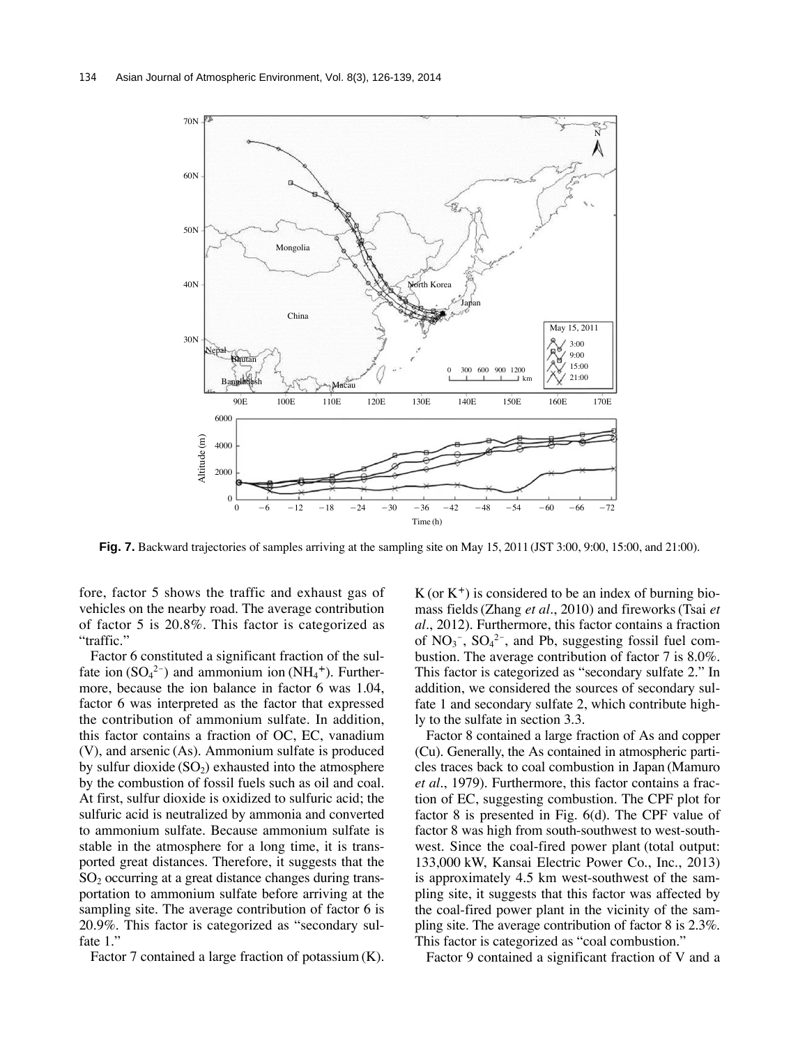**Fig. 7.** Backward trajectories of samples arriving at the sampling site on May 15, 2011 (JST 3:00, 9:00, 15:00, and 21:00).

fore, factor 5 shows the traffic and exhaust gas of vehicles on the nearby road. The average contribution of factor 5 is 20.8%. This factor is categorized as "traffic."

Factor 6 constituted a significant fraction of the sulfate ion ($SO_4^{2-}$) and ammonium ion ($NH_4^+$). Furthermore, because the ion balance in factor 6 was 1.04, factor 6 was interpreted as the factor that expressed the contribution of ammonium sulfate. In addition, this factor contains a fraction of OC, EC, vanadium (V), and arsenic (As). Ammonium sulfate is produced by sulfur dioxide ($SO_2$) exhausted into the atmosphere by the combustion of fossil fuels such as oil and coal. At first, sulfur dioxide is oxidized to sulfuric acid; the sulfuric acid is neutralized by ammonia and converted to ammonium sulfate. Because ammonium sulfate is stable in the atmosphere for a long time, it is transported great distances. Therefore, it suggests that the $SO_2$ occurring at a great distance changes during transportation to ammonium sulfate before arriving at the sampling site. The average contribution of factor 6 is 20.9%. This factor is categorized as "secondary sulfate 1."

Factor 7 contained a large fraction of potassium (K). K (or $K^+$) is considered to be an index of burning biomass fields (Zhang *et al*., 2010) and fireworks (Tsai *et al*., 2012). Furthermore, this factor contains a fraction of $NO_3^-$, $SO_4^{2-}$, and Pb, suggesting fossil fuel combustion. The average contribution of factor 7 is 8.0%. This factor is categorized as "secondary sulfate 2." In addition, we considered the sources of secondary sulfate 1 and secondary sulfate 2, which contribute highly to the sulfate in section 3.3.

Factor 8 contained a large fraction of As and copper (Cu). Generally, the As contained in atmospheric particles traces back to coal combustion in Japan (Mamuro *et al*., 1979). Furthermore, this factor contains a fraction of EC, suggesting combustion. The CPF plot for factor 8 is presented in Fig. 6(d). The CPF value of factor 8 was high from south-southwest to west-southwest. Since the coal-fired power plant (total output: 133,000 kW, Kansai Electric Power Co., Inc., 2013) is approximately 4.5 km west-southwest of the sampling site, it suggests that this factor was affected by the coal-fired power plant in the vicinity of the sampling site. The average contribution of factor 8 is 2.3%. This factor is categorized as "coal combustion."

Factor 9 contained a significant fraction of V and a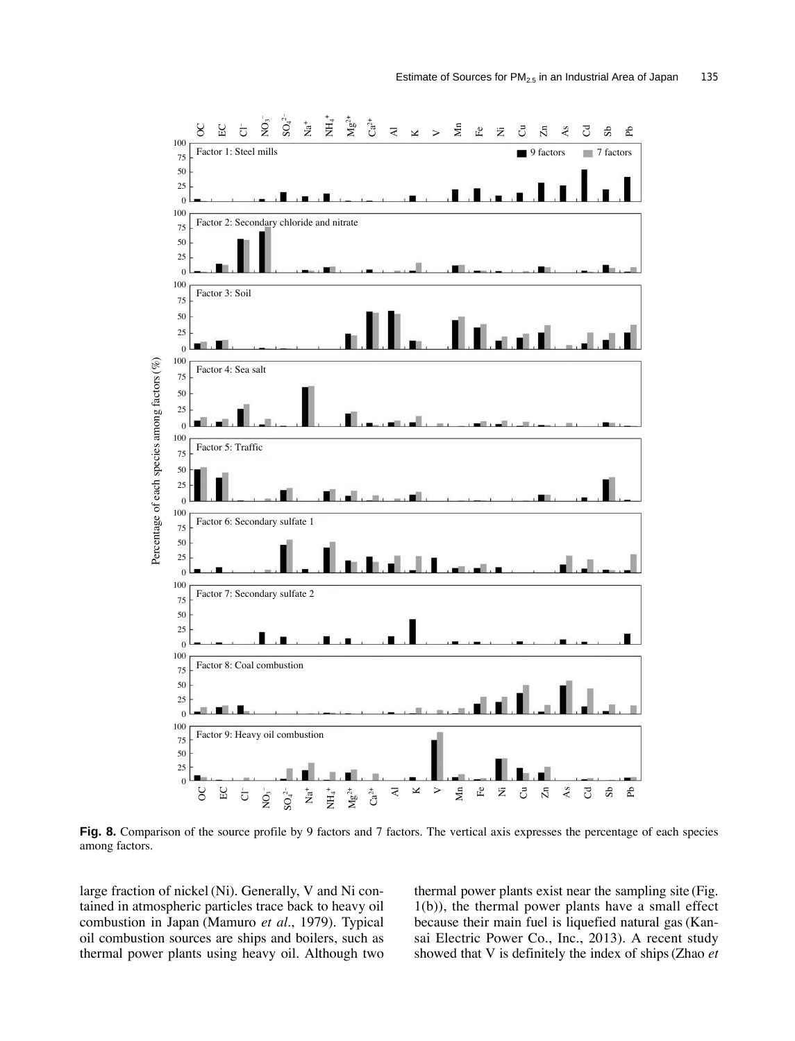**Fig. 8.** Comparison of the source profile by 9 factors and 7 factors. The vertical axis expresses the percentage of each species among factors.

large fraction of nickel (Ni). Generally, V and Ni contained in atmospheric particles trace back to heavy oil combustion in Japan (Mamuro *et al*., 1979). Typical oil combustion sources are ships and boilers, such as thermal power plants using heavy oil. Although two thermal power plants exist near the sampling site (Fig. 1(b)), the thermal power plants have a small effect because their main fuel is liquefied natural gas (Kansai Electric Power Co., Inc., 2013). A recent study showed that V is definitely the index of ships (Zhao *et*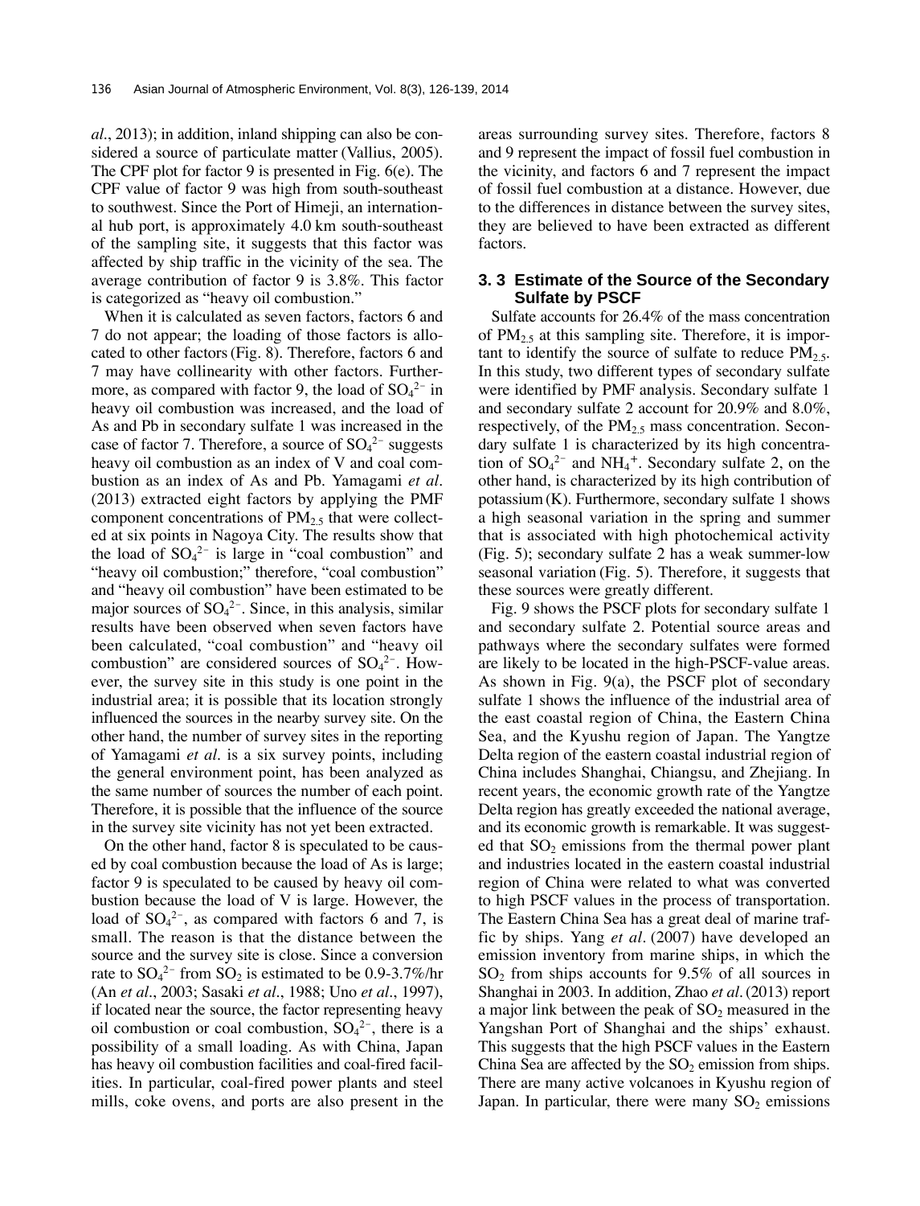*al*., 2013); in addition, inland shipping can also be considered a source of particulate matter (Vallius, 2005). The CPF plot for factor 9 is presented in Fig. 6(e). The CPF value of factor 9 was high from south-southeast to southwest. Since the Port of Himeji, an international hub port, is approximately 4.0 km south-southeast of the sampling site, it suggests that this factor was affected by ship traffic in the vicinity of the sea. The average contribution of factor 9 is 3.8%. This factor is categorized as "heavy oil combustion."

When it is calculated as seven factors, factors 6 and 7 do not appear; the loading of those factors is allocated to other factors (Fig. 8). Therefore, factors 6 and 7 may have collinearity with other factors. Furthermore, as compared with factor 9, the load of $SO_4^{2-}$ in heavy oil combustion was increased, and the load of As and Pb in secondary sulfate 1 was increased in the case of factor 7. Therefore, a source of $SO_4^{2-}$ suggests heavy oil combustion as an index of V and coal combustion as an index of As and Pb. Yamagami *et al*. (2013) extracted eight factors by applying the PMF component concentrations of $PM_{2.5}$ that were collected at six points in Nagoya City. The results show that the load of $SO_4^{2-}$ is large in "coal combustion" and "heavy oil combustion;" therefore, "coal combustion" and "heavy oil combustion" have been estimated to be major sources of $SO_4^{2-}$. Since, in this analysis, similar results have been observed when seven factors have been calculated, "coal combustion" and "heavy oil combustion" are considered sources of $SO_4^{2-}$. However, the survey site in this study is one point in the industrial area; it is possible that its location strongly influenced the sources in the nearby survey site. On the other hand, the number of survey sites in the reporting of Yamagami *et al*. is a six survey points, including the general environment point, has been analyzed as the same number of sources the number of each point. Therefore, it is possible that the influence of the source in the survey site vicinity has not yet been extracted.

On the other hand, factor 8 is speculated to be caused by coal combustion because the load of As is large; factor 9 is speculated to be caused by heavy oil combustion because the load of V is large. However, the load of $SO_4^{2-}$, as compared with factors 6 and 7, is small. The reason is that the distance between the source and the survey site is close. Since a conversion rate to $SO_4^{2-}$ from $SO_2$ is estimated to be 0.9-3.7%/hr (An *et al*., 2003; Sasaki *et al*., 1988; Uno *et al*., 1997), if located near the source, the factor representing heavy oil combustion or coal combustion, $SO_4^{2-}$, there is a possibility of a small loading. As with China, Japan has heavy oil combustion facilities and coal-fired facilities. In particular, coal-fired power plants and steel mills, coke ovens, and ports are also present in the areas surrounding survey sites. Therefore, factors 8 and 9 represent the impact of fossil fuel combustion in the vicinity, and factors 6 and 7 represent the impact of fossil fuel combustion at a distance. However, due to the differences in distance between the survey sites, they are believed to have been extracted as different factors.

## 3. 3 Estimate of the Source of the Secondary Sulfate by PSCF

Sulfate accounts for 26.4% of the mass concentration of $PM_{2.5}$ at this sampling site. Therefore, it is important to identify the source of sulfate to reduce $PM_{2.5}$. In this study, two different types of secondary sulfate were identified by PMF analysis. Secondary sulfate 1 and secondary sulfate 2 account for 20.9% and 8.0%, respectively, of the $PM_{2.5}$ mass concentration. Secondary sulfate 1 is characterized by its high concentration of $SO_4^{2-}$ and $NH_4^{+}$. Secondary sulfate 2, on the other hand, is characterized by its high contribution of potassium (K). Furthermore, secondary sulfate 1 shows a high seasonal variation in the spring and summer that is associated with high photochemical activity (Fig. 5); secondary sulfate 2 has a weak summer-low seasonal variation (Fig. 5). Therefore, it suggests that these sources were greatly different.

Fig. 9 shows the PSCF plots for secondary sulfate 1 and secondary sulfate 2. Potential source areas and pathways where the secondary sulfates were formed are likely to be located in the high-PSCF-value areas. As shown in Fig. 9(a), the PSCF plot of secondary sulfate 1 shows the influence of the industrial area of the east coastal region of China, the Eastern China Sea, and the Kyushu region of Japan. The Yangtze Delta region of the eastern coastal industrial region of China includes Shanghai, Chiangsu, and Zhejiang. In recent years, the economic growth rate of the Yangtze Delta region has greatly exceeded the national average, and its economic growth is remarkable. It was suggested that $SO_2$ emissions from the thermal power plant and industries located in the eastern coastal industrial region of China were related to what was converted to high PSCF values in the process of transportation. The Eastern China Sea has a great deal of marine traffic by ships. Yang *et al*. (2007) have developed an emission inventory from marine ships, in which the $SO_2$ from ships accounts for 9.5% of all sources in Shanghai in 2003. In addition, Zhao *et al*. (2013) report a major link between the peak of $SO_2$ measured in the Yangshan Port of Shanghai and the ships' exhaust. This suggests that the high PSCF values in the Eastern China Sea are affected by the $SO_2$ emission from ships. There are many active volcanoes in Kyushu region of Japan. In particular, there were many $SO_2$ emissions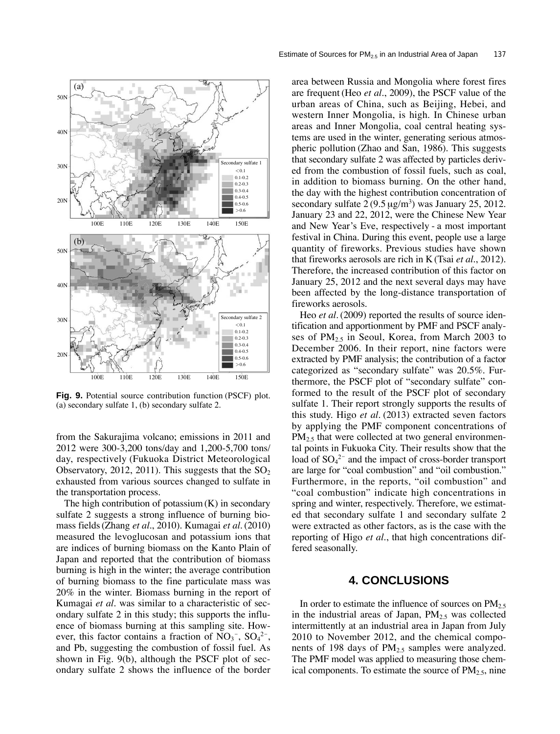**Fig. 9.** Potential source contribution function (PSCF) plot. (a) secondary sulfate 1, (b) secondary sulfate 2.

from the Sakurajima volcano; emissions in 2011 and 2012 were 300-3,200 tons/day and 1,200-5,700 tons/day, respectively (Fukuoka District Meteorological Observatory, 2012, 2011). This suggests that the $SO_2$ exhausted from various sources changed to sulfate in the transportation process.

The high contribution of potassium (K) in secondary sulfate 2 suggests a strong influence of burning biomass fields (Zhang *et al*., 2010). Kumagai *et al*. (2010) measured the levoglucosan and potassium ions that are indices of burning biomass on the Kanto Plain of Japan and reported that the contribution of biomass burning is high in the winter; the average contribution of burning biomass to the fine particulate mass was 20% in the winter. Biomass burning in the report of Kumagai *et al*. was similar to a characteristic of secondary sulfate 2 in this study; this supports the influence of biomass burning at this sampling site. However, this factor contains a fraction of $NO_3^-$, $SO_4^{2-}$, and Pb, suggesting the combustion of fossil fuel. As shown in Fig. 9(b), although the PSCF plot of secondary sulfate 2 shows the influence of the border area between Russia and Mongolia where forest fires are frequent (Heo *et al*., 2009), the PSCF value of the urban areas of China, such as Beijing, Hebei, and western Inner Mongolia, is high. In Chinese urban areas and Inner Mongolia, coal central heating systems are used in the winter, generating serious atmospheric pollution (Zhao and San, 1986). This suggests that secondary sulfate 2 was affected by particles derived from the combustion of fossil fuels, such as coal, in addition to biomass burning. On the other hand, the day with the highest contribution concentration of secondary sulfate 2 (9.5 $\mu g/m^3$) was January 25, 2012. January 23 and 22, 2012, were the Chinese New Year and New Year's Eve, respectively - a most important festival in China. During this event, people use a large quantity of fireworks. Previous studies have shown that fireworks aerosols are rich in K (Tsai *et al*., 2012). Therefore, the increased contribution of this factor on January 25, 2012 and the next several days may have been affected by the long-distance transportation of fireworks aerosols.

Heo *et al*. (2009) reported the results of source identification and apportionment by PMF and PSCF analyses of $PM_{2.5}$ in Seoul, Korea, from March 2003 to December 2006. In their report, nine factors were extracted by PMF analysis; the contribution of a factor categorized as "secondary sulfate" was 20.5%. Furthermore, the PSCF plot of "secondary sulfate" conformed to the result of the PSCF plot of secondary sulfate 1. Their report strongly supports the results of this study. Higo *et al*. (2013) extracted seven factors by applying the PMF component concentrations of $PM_{2.5}$ that were collected at two general environmental points in Fukuoka City. Their results show that the load of $SO_4^{2-}$ and the impact of cross-border transport are large for "coal combustion" and "oil combustion." Furthermore, in the reports, "oil combustion" and "coal combustion" indicate high concentrations in spring and winter, respectively. Therefore, we estimated that secondary sulfate 1 and secondary sulfate 2 were extracted as other factors, as is the case with the reporting of Higo *et al*., that high concentrations differed seasonally.

## 4. CONCLUSIONS

In order to estimate the influence of sources on $PM_{2.5}$ in the industrial areas of Japan, $PM_{2.5}$ was collected intermittently at an industrial area in Japan from July 2010 to November 2012, and the chemical components of 198 days of $PM_{2.5}$ samples were analyzed. The PMF model was applied to measuring those chemical components. To estimate the source of $PM_{2.5}$, nine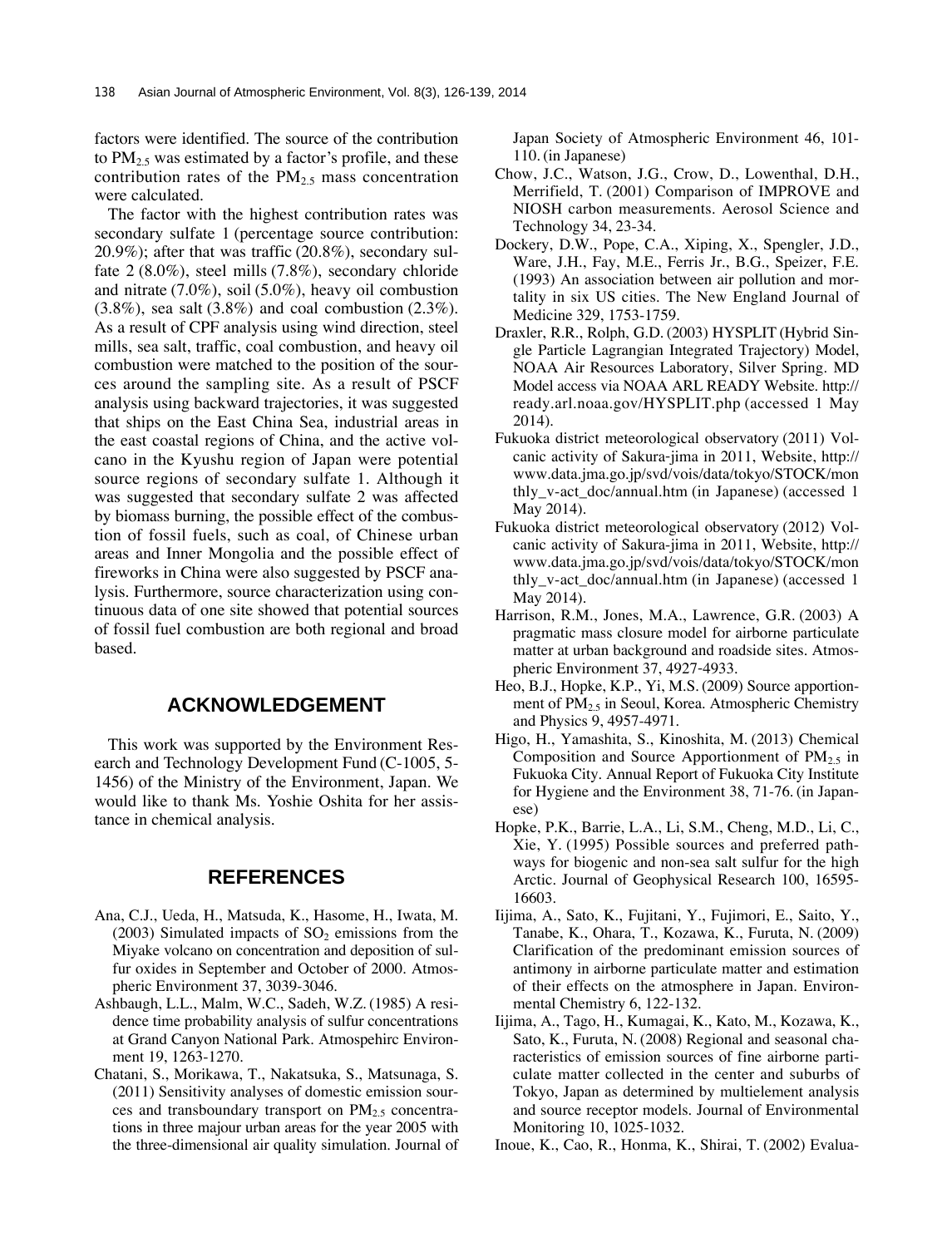factors were identified. The source of the contribution to $PM_{2.5}$ was estimated by a factor's profile, and these contribution rates of the $PM_{2.5}$ mass concentration were calculated.

The factor with the highest contribution rates was secondary sulfate 1 (percentage source contribution: 20.9%); after that was traffic (20.8%), secondary sulfate 2 (8.0%), steel mills (7.8%), secondary chloride and nitrate (7.0%), soil (5.0%), heavy oil combustion (3.8%), sea salt (3.8%) and coal combustion (2.3%). As a result of CPF analysis using wind direction, steel mills, sea salt, traffic, coal combustion, and heavy oil combustion were matched to the position of the sources around the sampling site. As a result of PSCF analysis using backward trajectories, it was suggested that ships on the East China Sea, industrial areas in the east coastal regions of China, and the active volcano in the Kyushu region of Japan were potential source regions of secondary sulfate 1. Although it was suggested that secondary sulfate 2 was affected by biomass burning, the possible effect of the combustion of fossil fuels, such as coal, of Chinese urban areas and Inner Mongolia and the possible effect of fireworks in China were also suggested by PSCF analysis. Furthermore, source characterization using continuous data of one site showed that potential sources of fossil fuel combustion are both regional and broad based.

## ACKNOWLEDGEMENT

This work was supported by the Environment Research and Technology Development Fund (C-1005, 5-1456) of the Ministry of the Environment, Japan. We would like to thank Ms. Yoshie Oshita for her assistance in chemical analysis.

## REFERENCES

Ana, C.J., Ueda, H., Matsuda, K., Hasome, H., Iwata, M. (2003) Simulated impacts of $SO_2$ emissions from the Miyake volcano on concentration and deposition of sulfur oxides in September and October of 2000. Atmospheric Environment 37, 3039-3046.

Ashbaugh, L.L., Malm, W.C., Sadeh, W.Z. (1985) A residence time probability analysis of sulfur concentrations at Grand Canyon National Park. Atmospehirc Environment 19, 1263-1270.

Chatani, S., Morikawa, T., Nakatsuka, S., Matsunaga, S. (2011) Sensitivity analyses of domestic emission sources and transboundary transport on $PM_{2.5}$ concentrations in three majour urban areas for the year 2005 with the three-dimensional air quality simulation. Journal of Japan Society of Atmospheric Environment 46, 101-110. (in Japanese)

Chow, J.C., Watson, J.G., Crow, D., Lowenthal, D.H., Merrifield, T. (2001) Comparison of IMPROVE and NIOSH carbon measurements. Aerosol Science and Technology 34, 23-34.

Dockery, D.W., Pope, C.A., Xiping, X., Spengler, J.D., Ware, J.H., Fay, M.E., Ferris Jr., B.G., Speizer, F.E. (1993) An association between air pollution and mortality in six US cities. The New England Journal of Medicine 329, 1753-1759.

Draxler, R.R., Rolph, G.D. (2003) HYSPLIT (Hybrid Single Particle Lagrangian Integrated Trajectory) Model, NOAA Air Resources Laboratory, Silver Spring. MD Model access via NOAA ARL READY Website. http://ready.arl.noaa.gov/HYSPLIT.php (accessed 1 May 2014).

Fukuoka district meteorological observatory (2011) Volcanic activity of Sakura-jima in 2011, Website, http://www.data.jma.go.jp/svd/vois/data/tokyo/STOCK/monthly_v-act_doc/annual.htm (in Japanese) (accessed 1 May 2014).

Fukuoka district meteorological observatory (2012) Volcanic activity of Sakura-jima in 2011, Website, http://www.data.jma.go.jp/svd/vois/data/tokyo/STOCK/monthly_v-act_doc/annual.htm (in Japanese) (accessed 1 May 2014).

Harrison, R.M., Jones, M.A., Lawrence, G.R. (2003) A pragmatic mass closure model for airborne particulate matter at urban background and roadside sites. Atmospheric Environment 37, 4927-4933.

Heo, B.J., Hopke, K.P., Yi, M.S. (2009) Source apportionment of $PM_{2.5}$ in Seoul, Korea. Atmospheric Chemistry and Physics 9, 4957-4971.

Higo, H., Yamashita, S., Kinoshita, M. (2013) Chemical Composition and Source Apportionment of $PM_{2.5}$ in Fukuoka City. Annual Report of Fukuoka City Institute for Hygiene and the Environment 38, 71-76. (in Japanese)

Hopke, P.K., Barrie, L.A., Li, S.M., Cheng, M.D., Li, C., Xie, Y. (1995) Possible sources and preferred pathways for biogenic and non-sea salt sulfur for the high Arctic. Journal of Geophysical Research 100, 16595-16603.

Iijima, A., Sato, K., Fujitani, Y., Fujimori, E., Saito, Y., Tanabe, K., Ohara, T., Kozawa, K., Furuta, N. (2009) Clarification of the predominant emission sources of antimony in airborne particulate matter and estimation of their effects on the atmosphere in Japan. Environmental Chemistry 6, 122-132.

Iijima, A., Tago, H., Kumagai, K., Kato, M., Kozawa, K., Sato, K., Furuta, N. (2008) Regional and seasonal characteristics of emission sources of fine airborne particulate matter collected in the center and suburbs of Tokyo, Japan as determined by multielement analysis and source receptor models. Journal of Environmental Monitoring 10, 1025-1032.

Inoue, K., Cao, R., Honma, K., Shirai, T. (2002) Evalua-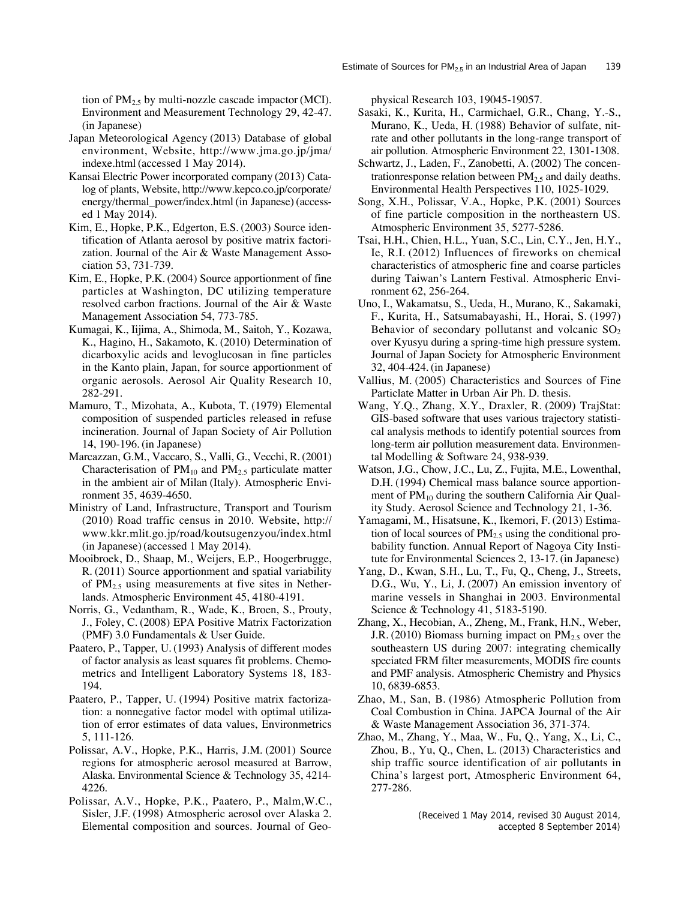tion of $PM_{2.5}$ by multi-nozzle cascade impactor (MCI). Environment and Measurement Technology 29, 42-47. (in Japanese)

Japan Meteorological Agency (2013) Database of global environment, Website, http://www.jma.go.jp/jma/indexe.html (accessed 1 May 2014).

Kansai Electric Power incorporated company (2013) Catalog of plants, Website, http://www.kepco.co.jp/corporate/energy/thermal_power/index.html (in Japanese) (accessed 1 May 2014).

Kim, E., Hopke, P.K., Edgerton, E.S. (2003) Source identification of Atlanta aerosol by positive matrix factorization. Journal of the Air & Waste Management Association 53, 731-739.

Kim, E., Hopke, P.K. (2004) Source apportionment of fine particles at Washington, DC utilizing temperature resolved carbon fractions. Journal of the Air & Waste Management Association 54, 773-785.

Kumagai, K., Iijima, A., Shimoda, M., Saitoh, Y., Kozawa, K., Hagino, H., Sakamoto, K. (2010) Determination of dicarboxylic acids and levoglucosan in fine particles in the Kanto plain, Japan, for source apportionment of organic aerosols. Aerosol Air Quality Research 10, 282-291.

Mamuro, T., Mizohata, A., Kubota, T. (1979) Elemental composition of suspended particles released in refuse incineration. Journal of Japan Society of Air Pollution 14, 190-196. (in Japanese)

Marcazzan, G.M., Vaccaro, S., Valli, G., Vecchi, R. (2001) Characterisation of $PM_{10}$ and $PM_{2.5}$ particulate matter in the ambient air of Milan (Italy). Atmospheric Environment 35, 4639-4650.

Ministry of Land, Infrastructure, Transport and Tourism (2010) Road traffic census in 2010. Website, http://www.kkr.mlit.go.jp/road/koutsugenzyou/index.html (in Japanese) (accessed 1 May 2014).

Mooibroek, D., Shaap, M., Weijers, E.P., Hoogerbrugge, R. (2011) Source apportionment and spatial variability of $PM_{2.5}$ using measurements at five sites in Netherlands. Atmospheric Environment 45, 4180-4191.

Norris, G., Vedantham, R., Wade, K., Broen, S., Prouty, J., Foley, C. (2008) EPA Positive Matrix Factorization (PMF) 3.0 Fundamentals & User Guide.

Paatero, P., Tapper, U. (1993) Analysis of different modes of factor analysis as least squares fit problems. Chemometrics and Intelligent Laboratory Systems 18, 183-194.

Paatero, P., Tapper, U. (1994) Positive matrix factorization: a nonnegative factor model with optimal utilization of error estimates of data values, Environmetrics 5, 111-126.

Polissar, A.V., Hopke, P.K., Harris, J.M. (2001) Source regions for atmospheric aerosol measured at Barrow, Alaska. Environmental Science & Technology 35, 4214-4226.

Polissar, A.V., Hopke, P.K., Paatero, P., Malm,W.C., Sisler, J.F. (1998) Atmospheric aerosol over Alaska 2. Elemental composition and sources. Journal of Geophysical Research 103, 19045-19057.

Sasaki, K., Kurita, H., Carmichael, G.R., Chang, Y.-S., Murano, K., Ueda, H. (1988) Behavior of sulfate, nitrate and other pollutants in the long-range transport of air pollution. Atmospheric Environment 22, 1301-1308.

Schwartz, J., Laden, F., Zanobetti, A. (2002) The concentrationresponse relation between $PM_{2.5}$ and daily deaths. Environmental Health Perspectives 110, 1025-1029.

Song, X.H., Polissar, V.A., Hopke, P.K. (2001) Sources of fine particle composition in the northeastern US. Atmospheric Environment 35, 5277-5286.

Tsai, H.H., Chien, H.L., Yuan, S.C., Lin, C.Y., Jen, H.Y., Ie, R.I. (2012) Influences of fireworks on chemical characteristics of atmospheric fine and coarse particles during Taiwan's Lantern Festival. Atmospheric Environment 62, 256-264.

Uno, I., Wakamatsu, S., Ueda, H., Murano, K., Sakamaki, F., Kurita, H., Satsumabayashi, H., Horai, S. (1997) Behavior of secondary pollutanst and volcanic $SO_2$ over Kyusyu during a spring-time high pressure system. Journal of Japan Society for Atmospheric Environment 32, 404-424. (in Japanese)

Vallius, M. (2005) Characteristics and Sources of Fine Particlate Matter in Urban Air Ph. D. thesis.

Wang, Y.Q., Zhang, X.Y., Draxler, R. (2009) TrajStat: GIS-based software that uses various trajectory statistical analysis methods to identify potential sources from long-term air pollution measurement data. Environmental Modelling & Software 24, 938-939.

Watson, J.G., Chow, J.C., Lu, Z., Fujita, M.E., Lowenthal, D.H. (1994) Chemical mass balance source apportionment of $PM_{10}$ during the southern California Air Quality Study. Aerosol Science and Technology 21, 1-36.

Yamagami, M., Hisatsune, K., Ikemori, F. (2013) Estimation of local sources of $PM_{2.5}$ using the conditional probability function. Annual Report of Nagoya City Institute for Environmental Sciences 2, 13-17. (in Japanese)

Yang, D., Kwan, S.H., Lu, T., Fu, Q., Cheng, J., Streets, D.G., Wu, Y., Li, J. (2007) An emission inventory of marine vessels in Shanghai in 2003. Environmental Science & Technology 41, 5183-5190.

Zhang, X., Hecobian, A., Zheng, M., Frank, H.N., Weber, J.R. (2010) Biomass burning impact on $PM_{2.5}$ over the southeastern US during 2007: integrating chemically speciated FRM filter measurements, MODIS fire counts and PMF analysis. Atmospheric Chemistry and Physics 10, 6839-6853.

Zhao, M., San, B. (1986) Atmospheric Pollution from Coal Combustion in China. JAPCA Journal of the Air & Waste Management Association 36, 371-374.

Zhao, M., Zhang, Y., Maa, W., Fu, Q., Yang, X., Li, C., Zhou, B., Yu, Q., Chen, L. (2013) Characteristics and ship traffic source identification of air pollutants in China's largest port, Atmospheric Environment 64, 277-286.

(Received 1 May 2014, revised 30 August 2014, accepted 8 September 2014)